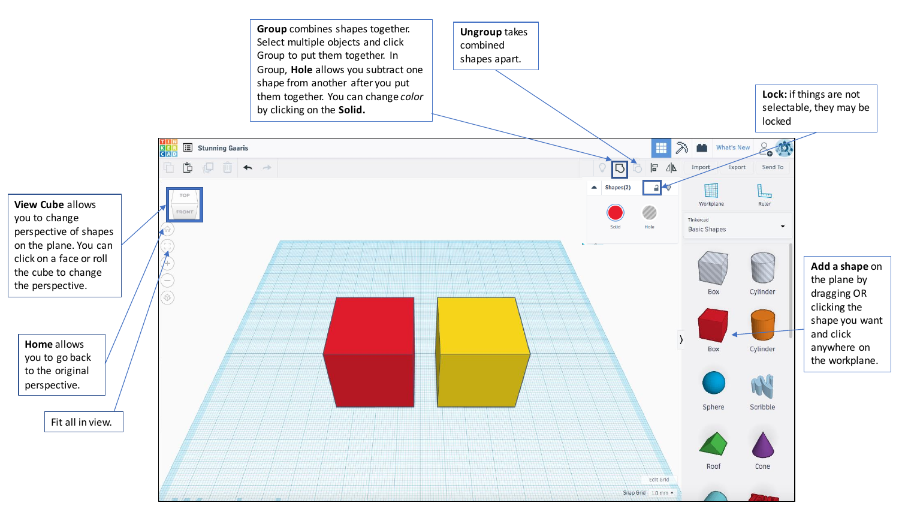**Group** combines shapes together. Select multiple objects and click Group to put them together. In Group, **Hole** allows you subtract one shape from another after you put them together. You can change *color* by clicking on the **Solid.**

**Ungroup** takes combined shapes apart.

**Lock:** if things are not selectable, they may be locked

**View Cube** allows you to change perspective of shapes on the plane. You can click on a face or roll the cube to change the perspective.

**Add a shape** on the plane by dragging OR clicking the shape you want and click anywhere on the workplane.

**Home** allows you to go back to the original perspective.

Fit all in view.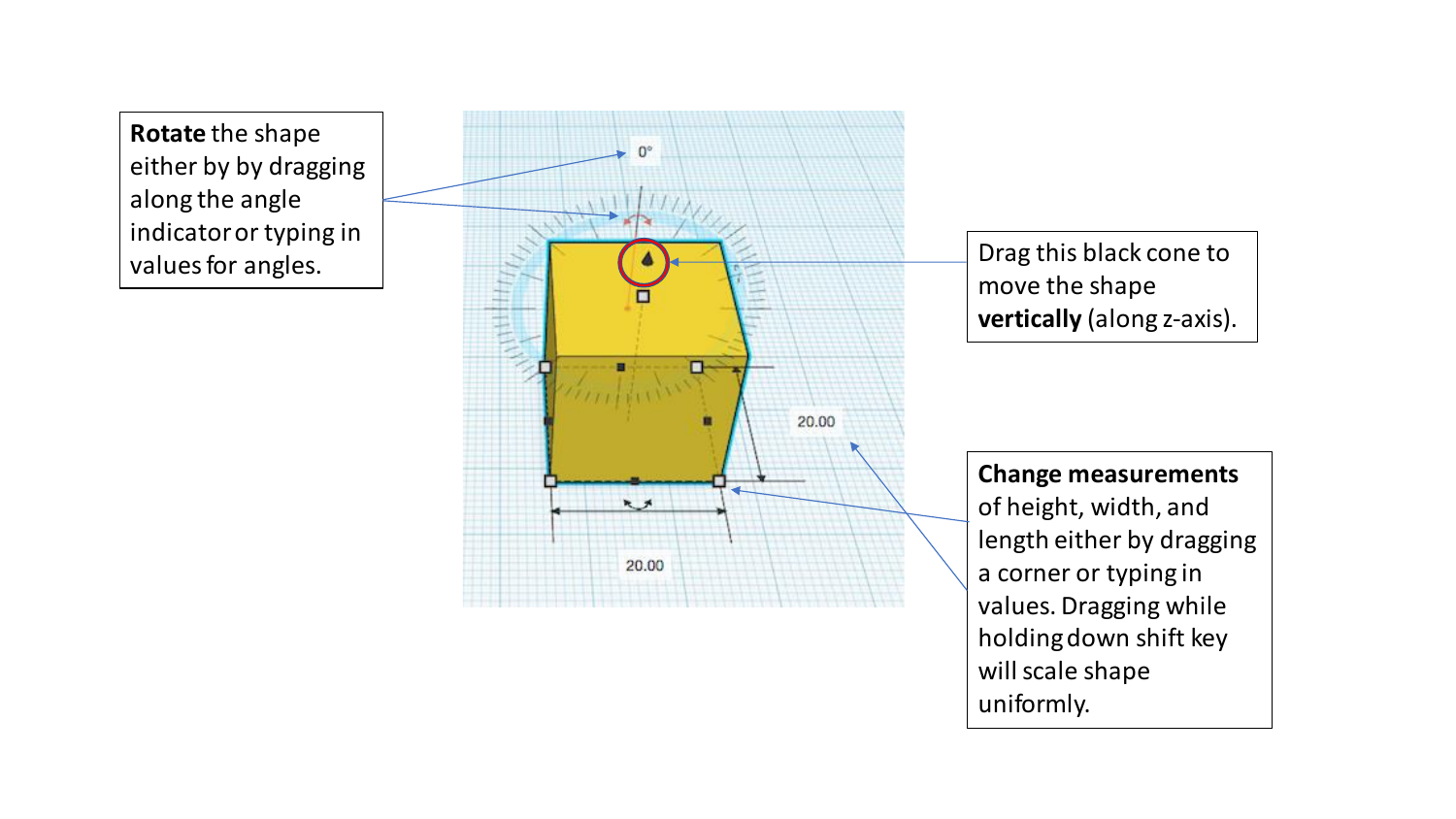**Rotate** the shape either by by dragging along the angle indicator or typing in values for angles.

0°

Drag this black cone to move the shape **vertically** (along z-axis).

20.00

20.00

**Change measurements** of height, width, and length either by dragging a corner or typing in values. Dragging while holding down shift key will scale shape uniformly.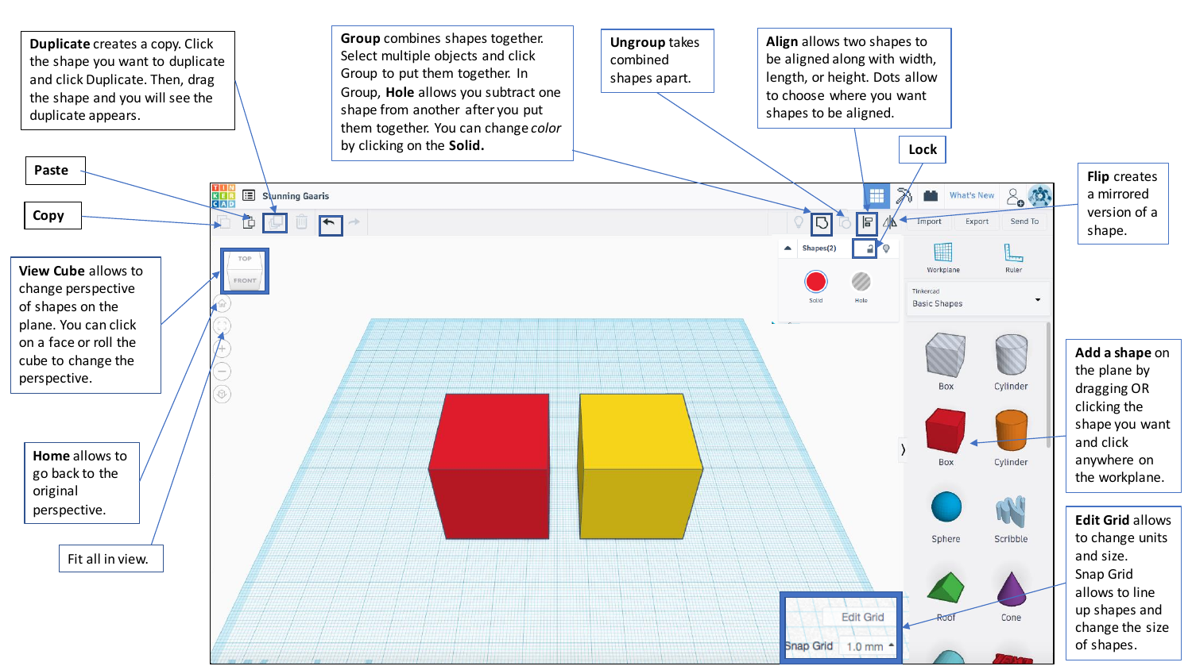**Duplicate** creates a copy. Click the shape you want to duplicate and click Duplicate. Then, drag the shape and you will see the duplicate appears.

**Paste**

**Copy**

**View Cube** allows to change perspective of shapes on the plane. You can click on a face or roll the cube to change the perspective.

**Home** allows to go back to the original perspective.

Fit all in view.

**Group** combines shapes together. Select multiple objects and click Group to put them together. In Group, **Hole** allows you subtract one shape from another after you put them together. You can change *color* by clicking on the **Solid.**

**Ungroup** takes combined shapes apart.

**Align** allows two shapes to be aligned along with width, length, or height. Dots allow to choose where you want shapes to be aligned.

**Lock**

**Flip** creates a mirrored version of a shape.

**Add a shape** on the plane by dragging OR clicking the shape you want and click anywhere on the workplane.

**Edit Grid** allows to change units and size. Snap Grid allows to line up shapes and change the size of shapes.